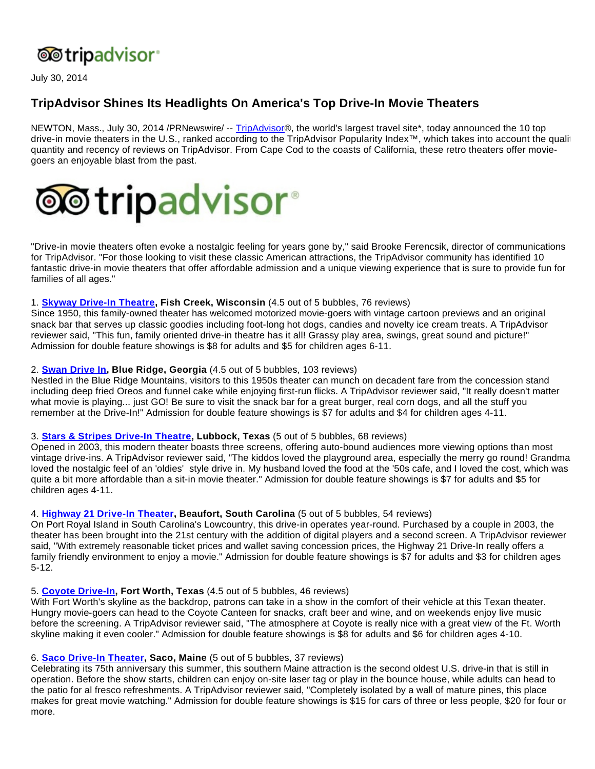July 30, 2014

## TripAdvisor Shines Its Headlights On America's Top Drive-In Movie Theaters

NEWTON, Mass., July 30, 2014 /PRNewswire/ -- TripAdvisor®, the world's largest travel site*, today announced the 10 top drive-in movie theaters in the U.S., ranked according to the TripAdvisor Popularity Index™, which takes into account the quality, quantity and recency of reviews on TripAdvisor. From Cape Cod to the coasts of California, these retro theaters offer movie-goers an enjoyable blast from the past.

"Drive-in movie theaters often evoke a nostalgic feeling for years gone by," said Brooke Ferencsik, director of communications for TripAdvisor. "For those looking to visit these classic American attractions, the TripAdvisor community has identified 10 fantastic drive-in movie theaters that offer affordable admission and a unique viewing experience that is sure to provide fun for families of all ages."

1. **Skyway Drive-In Theatre, Fish Creek, Wisconsin** (4.5 out of 5 bubbles, 76 reviews)
Since 1950, this family-owned theater has welcomed motorized movie-goers with vintage cartoon previews and an original snack bar that serves up classic goodies including foot-long hot dogs, candies and novelty ice cream treats. A TripAdvisor reviewer said, "This fun, family oriented drive-in theatre has it all! Grassy play area, swings, great sound and picture!" Admission for double feature showings is $8 for adults and $5 for children ages 6-11.

2. **Swan Drive In, Blue Ridge, Georgia** (4.5 out of 5 bubbles, 103 reviews)
Nestled in the Blue Ridge Mountains, visitors to this 1950s theater can munch on decadent fare from the concession stand including deep fried Oreos and funnel cake while enjoying first-run flicks. A TripAdvisor reviewer said, "It really doesn't matter what movie is playing... just GO! Be sure to visit the snack bar for a great burger, real corn dogs, and all the stuff you remember at the Drive-In!" Admission for double feature showings is $7 for adults and $4 for children ages 4-11.

3. **Stars & Stripes Drive-In Theatre, Lubbock, Texas** (5 out of 5 bubbles, 68 reviews)
Opened in 2003, this modern theater boasts three screens, offering auto-bound audiences more viewing options than most vintage drive-ins. A TripAdvisor reviewer said, "The kiddos loved the playground area, especially the merry go round! Grandma loved the nostalgic feel of an 'oldies' style drive in. My husband loved the food at the '50s cafe, and I loved the cost, which was quite a bit more affordable than a sit-in movie theater." Admission for double feature showings is $7 for adults and $5 for children ages 4-11.

4. **Highway 21 Drive-In Theater, Beaufort, South Carolina** (5 out of 5 bubbles, 54 reviews)
On Port Royal Island in South Carolina's Lowcountry, this drive-in operates year-round. Purchased by a couple in 2003, the theater has been brought into the 21st century with the addition of digital players and a second screen. A TripAdvisor reviewer said, "With extremely reasonable ticket prices and wallet saving concession prices, the Highway 21 Drive-In really offers a family friendly environment to enjoy a movie." Admission for double feature showings is $7 for adults and $3 for children ages 5-12.

5. **Coyote Drive-In, Fort Worth, Texas** (4.5 out of 5 bubbles, 46 reviews)
With Fort Worth's skyline as the backdrop, patrons can take in a show in the comfort of their vehicle at this Texan theater. Hungry movie-goers can head to the Coyote Canteen for snacks, craft beer and wine, and on weekends enjoy live music before the screening. A TripAdvisor reviewer said, "The atmosphere at Coyote is really nice with a great view of the Ft. Worth skyline making it even cooler." Admission for double feature showings is $8 for adults and $6 for children ages 4-10.

6. **Saco Drive-In Theater, Saco, Maine** (5 out of 5 bubbles, 37 reviews)
Celebrating its 75th anniversary this summer, this southern Maine attraction is the second oldest U.S. drive-in that is still in operation. Before the show starts, children can enjoy on-site laser tag or play in the bounce house, while adults can head to the patio for al fresco refreshments. A TripAdvisor reviewer said, "Completely isolated by a wall of mature pines, this place makes for great movie watching." Admission for double feature showings is $15 for cars of three or less people, $20 for four or more.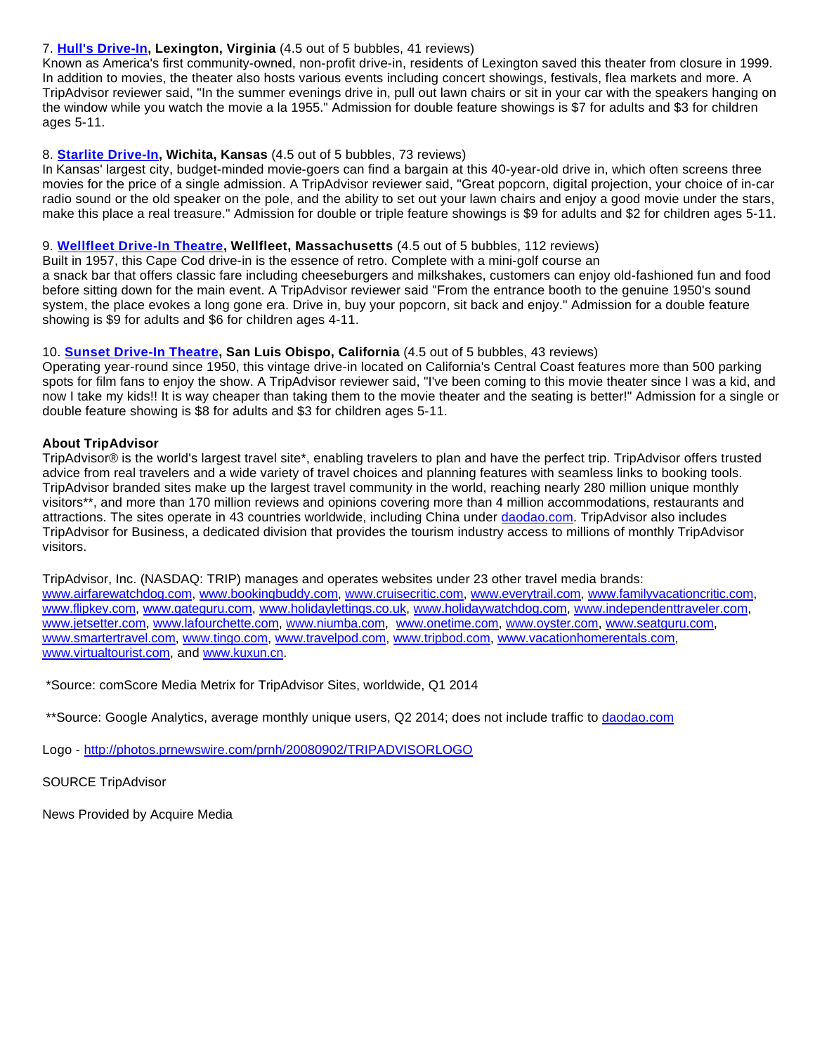7. **[Hull's Drive-In](), Lexington, Virginia** (4.5 out of 5 bubbles, 41 reviews)
Known as America's first community-owned, non-profit drive-in, residents of Lexington saved this theater from closure in 1999. In addition to movies, the theater also hosts various events including concert showings, festivals, flea markets and more. A TripAdvisor reviewer said, "In the summer evenings drive in, pull out lawn chairs or sit in your car with the speakers hanging on the window while you watch the movie a la 1955." Admission for double feature showings is $7 for adults and $3 for children ages 5-11.

8. **[Starlite Drive-In](), Wichita, Kansas** (4.5 out of 5 bubbles, 73 reviews)
In Kansas' largest city, budget-minded movie-goers can find a bargain at this 40-year-old drive in, which often screens three movies for the price of a single admission. A TripAdvisor reviewer said, "Great popcorn, digital projection, your choice of in-car radio sound or the old speaker on the pole, and the ability to set out your lawn chairs and enjoy a good movie under the stars, make this place a real treasure." Admission for double or triple feature showings is $9 for adults and $2 for children ages 5-11.

9. **[Wellfleet Drive-In Theatre](), Wellfleet, Massachusetts** (4.5 out of 5 bubbles, 112 reviews)
Built in 1957, this Cape Cod drive-in is the essence of retro. Complete with a mini-golf course an
a snack bar that offers classic fare including cheeseburgers and milkshakes, customers can enjoy old-fashioned fun and food before sitting down for the main event. A TripAdvisor reviewer said "From the entrance booth to the genuine 1950's sound system, the place evokes a long gone era. Drive in, buy your popcorn, sit back and enjoy." Admission for a double feature showing is $9 for adults and $6 for children ages 4-11.

10. **[Sunset Drive-In Theatre](), San Luis Obispo, California** (4.5 out of 5 bubbles, 43 reviews)
Operating year-round since 1950, this vintage drive-in located on California's Central Coast features more than 500 parking spots for film fans to enjoy the show. A TripAdvisor reviewer said, "I've been coming to this movie theater since I was a kid, and now I take my kids!! It is way cheaper than taking them to the movie theater and the seating is better!" Admission for a single or double feature showing is $8 for adults and $3 for children ages 5-11.

**About TripAdvisor**
TripAdvisor® is the world's largest travel site*, enabling travelers to plan and have the perfect trip. TripAdvisor offers trusted advice from real travelers and a wide variety of travel choices and planning features with seamless links to booking tools. TripAdvisor branded sites make up the largest travel community in the world, reaching nearly 280 million unique monthly visitors**, and more than 170 million reviews and opinions covering more than 4 million accommodations, restaurants and attractions. The sites operate in 43 countries worldwide, including China under [daodao.com](). TripAdvisor also includes TripAdvisor for Business, a dedicated division that provides the tourism industry access to millions of monthly TripAdvisor visitors.

TripAdvisor, Inc. (NASDAQ: TRIP) manages and operates websites under 23 other travel media brands: www.airfarewatchdog.com, www.bookingbuddy.com, www.cruisecritic.com, www.everytrail.com, www.familyvacationcritic.com, www.flipkey.com, www.gateguru.com, www.holidaylettings.co.uk, www.holidaywatchdog.com, www.independenttraveler.com, www.jetsetter.com, www.lafourchette.com, www.niumba.com, www.onetime.com, www.oyster.com, www.seatguru.com, www.smartertravel.com, www.tingo.com, www.travelpod.com, www.tripbod.com, www.vacationhomerentals.com, www.virtualtourist.com, and www.kuxun.cn.

*Source: comScore Media Metrix for TripAdvisor Sites, worldwide, Q1 2014

**Source: Google Analytics, average monthly unique users, Q2 2014; does not include traffic to daodao.com

Logo - http://photos.prnewswire.com/prnh/20080902/TRIPADVISORLOGO

SOURCE TripAdvisor

News Provided by Acquire Media